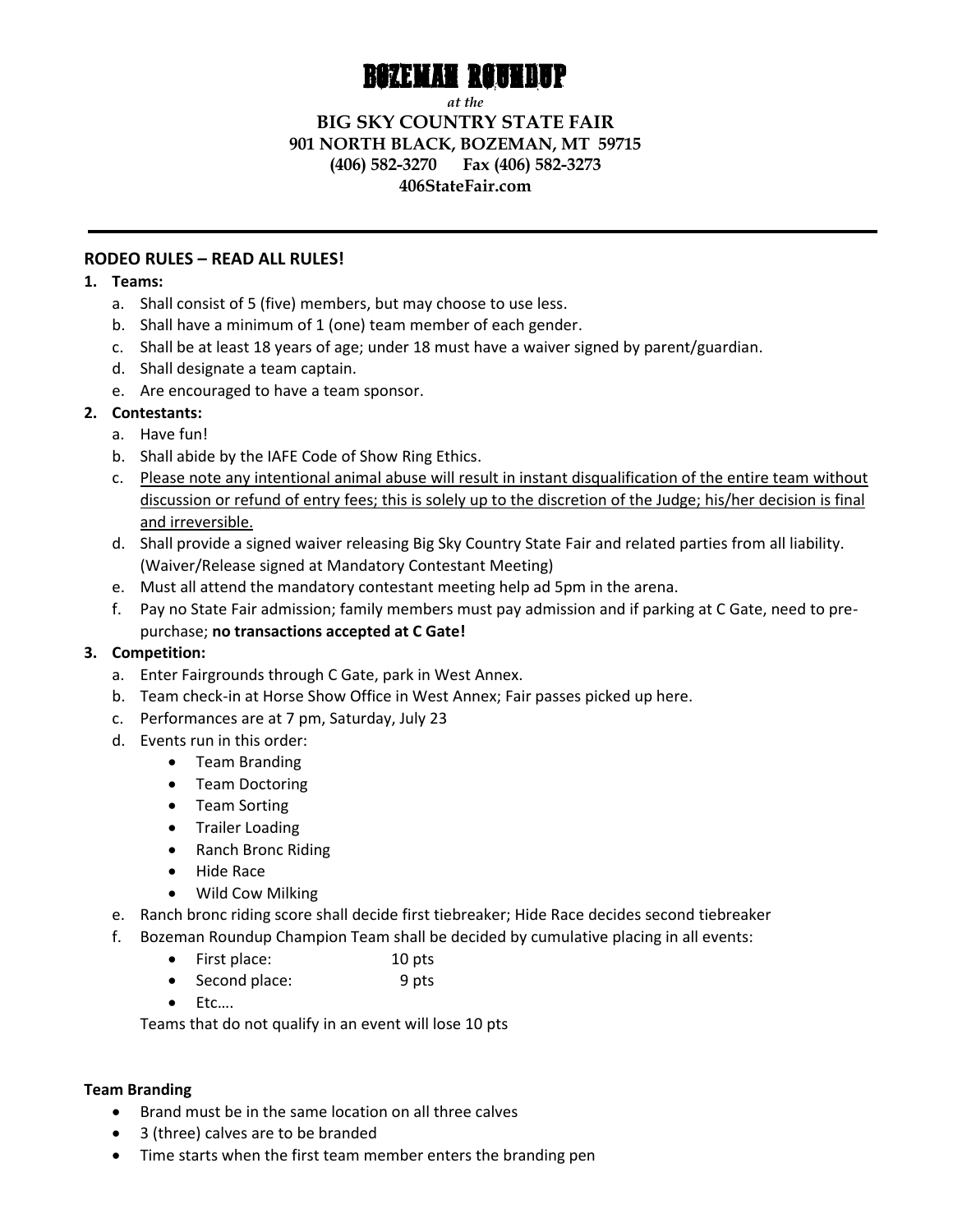# BOZEMAN ROUNDUP

*at the*

**BIG SKY COUNTRY STATE FAIR**
**901 NORTH BLACK, BOZEMAN, MT 59715**
**(406) 582-3270 Fax (406) 582-3273**
**406StateFair.com**

---

## RODEO RULES – READ ALL RULES!

1. **Teams:**
   a. Shall consist of 5 (five) members, but may choose to use less.
   b. Shall have a minimum of 1 (one) team member of each gender.
   c. Shall be at least 18 years of age; under 18 must have a waiver signed by parent/guardian.
   d. Shall designate a team captain.
   e. Are encouraged to have a team sponsor.
2. **Contestants:**
   a. Have fun!
   b. Shall abide by the IAFE Code of Show Ring Ethics.
   c. <u>Please note any intentional animal abuse will result in instant disqualification of the entire team without discussion or refund of entry fees; this is solely up to the discretion of the Judge; his/her decision is final and irreversible.</u>
   d. Shall provide a signed waiver releasing Big Sky Country State Fair and related parties from all liability. (Waiver/Release signed at Mandatory Contestant Meeting)
   e. Must all attend the mandatory contestant meeting help ad 5pm in the arena.
   f. Pay no State Fair admission; family members must pay admission and if parking at C Gate, need to pre-purchase; **no transactions accepted at C Gate!**
3. **Competition:**
   a. Enter Fairgrounds through C Gate, park in West Annex.
   b. Team check-in at Horse Show Office in West Annex; Fair passes picked up here.
   c. Performances are at 7 pm, Saturday, July 23
   d. Events run in this order:
      - Team Branding
      - Team Doctoring
      - Team Sorting
      - Trailer Loading
      - Ranch Bronc Riding
      - Hide Race
      - Wild Cow Milking
   e. Ranch bronc riding score shall decide first tiebreaker; Hide Race decides second tiebreaker
   f. Bozeman Roundup Champion Team shall be decided by cumulative placing in all events:
      - First place: 10 pts
      - Second place: 9 pts
      - Etc….

      Teams that do not qualify in an event will lose 10 pts

**Team Branding**

- Brand must be in the same location on all three calves
- 3 (three) calves are to be branded
- Time starts when the first team member enters the branding pen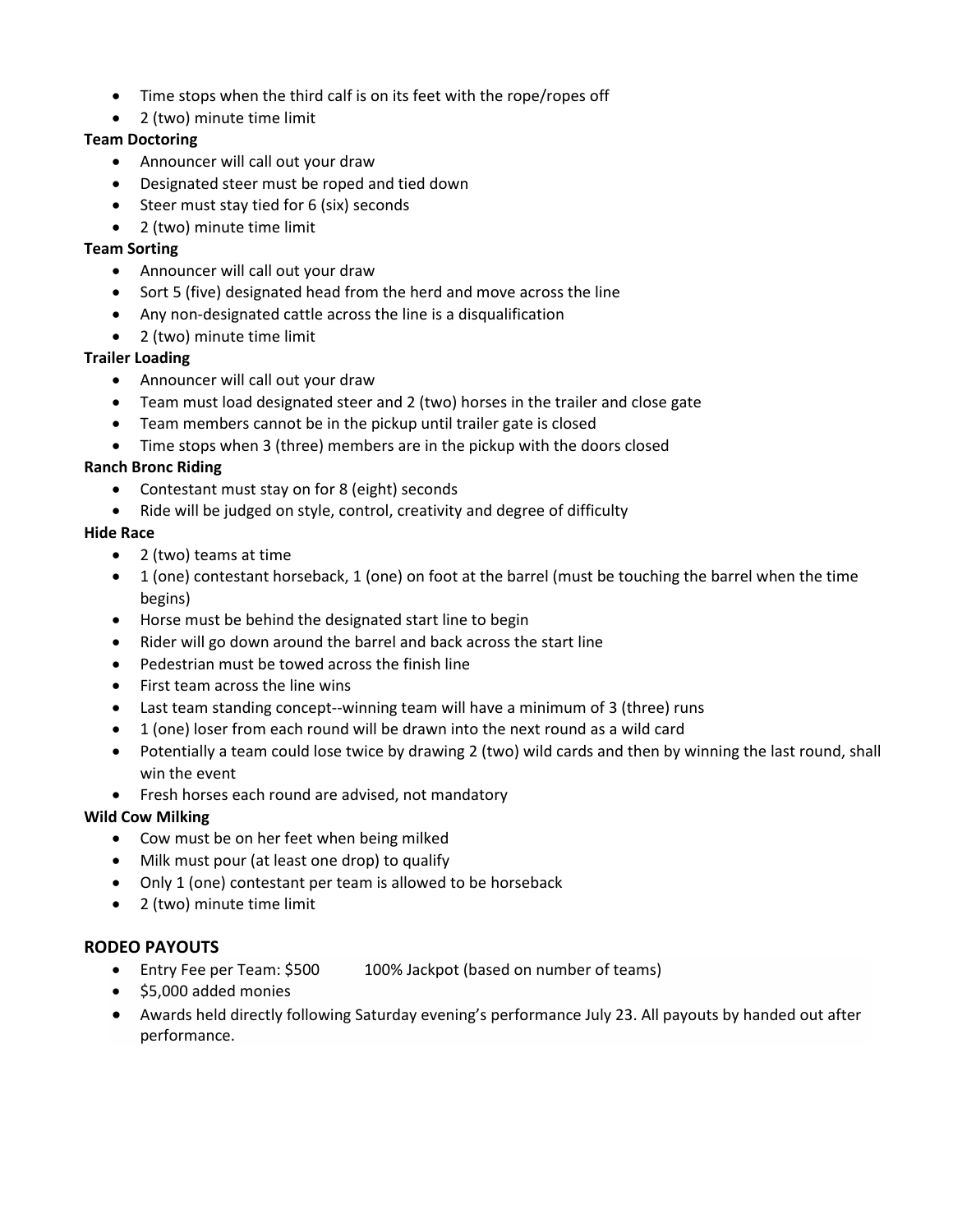- Time stops when the third calf is on its feet with the rope/ropes off
- 2 (two) minute time limit

**Team Doctoring**

- Announcer will call out your draw
- Designated steer must be roped and tied down
- Steer must stay tied for 6 (six) seconds
- 2 (two) minute time limit

**Team Sorting**

- Announcer will call out your draw
- Sort 5 (five) designated head from the herd and move across the line
- Any non-designated cattle across the line is a disqualification
- 2 (two) minute time limit

**Trailer Loading**

- Announcer will call out your draw
- Team must load designated steer and 2 (two) horses in the trailer and close gate
- Team members cannot be in the pickup until trailer gate is closed
- Time stops when 3 (three) members are in the pickup with the doors closed

**Ranch Bronc Riding**

- Contestant must stay on for 8 (eight) seconds
- Ride will be judged on style, control, creativity and degree of difficulty

**Hide Race**

- 2 (two) teams at time
- 1 (one) contestant horseback, 1 (one) on foot at the barrel (must be touching the barrel when the time begins)
- Horse must be behind the designated start line to begin
- Rider will go down around the barrel and back across the start line
- Pedestrian must be towed across the finish line
- First team across the line wins
- Last team standing concept--winning team will have a minimum of 3 (three) runs
- 1 (one) loser from each round will be drawn into the next round as a wild card
- Potentially a team could lose twice by drawing 2 (two) wild cards and then by winning the last round, shall win the event
- Fresh horses each round are advised, not mandatory

**Wild Cow Milking**

- Cow must be on her feet when being milked
- Milk must pour (at least one drop) to qualify
- Only 1 (one) contestant per team is allowed to be horseback
- 2 (two) minute time limit

## RODEO PAYOUTS

- Entry Fee per Team: $500 100% Jackpot (based on number of teams)
- $5,000 added monies
- Awards held directly following Saturday evening's performance July 23. All payouts by handed out after performance.